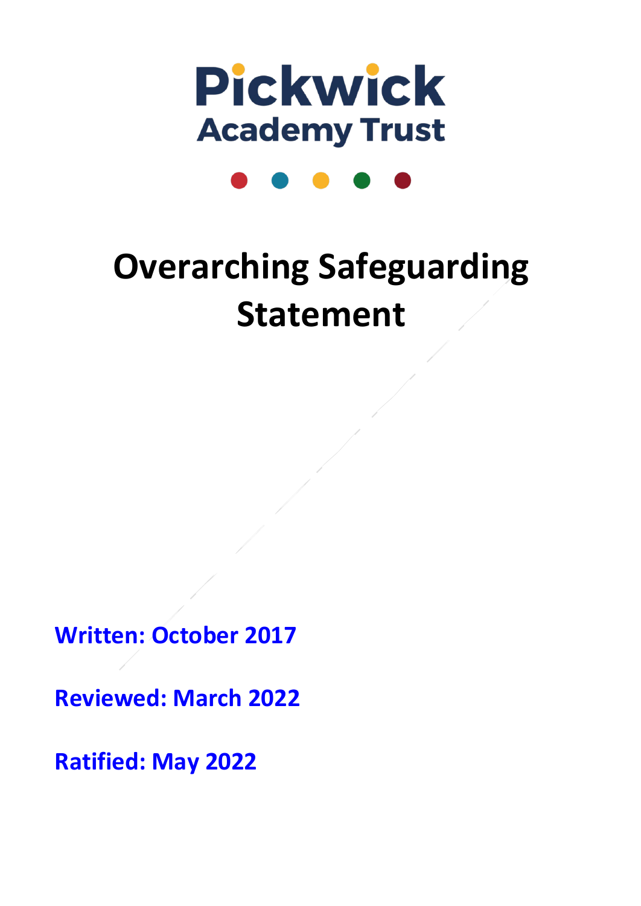Pickwick Academy Trust

# Overarching Safeguarding Statement

**Written: October 2017**

**Reviewed: March 2022**

**Ratified: May 2022**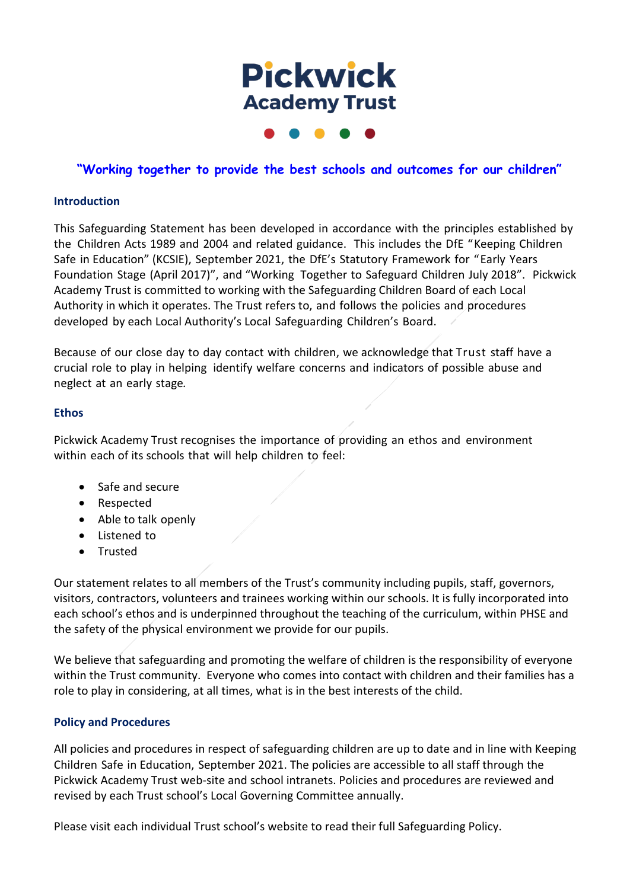# Pickwick Academy Trust

**"Working together to provide the best schools and outcomes for our children"**

## Introduction

This Safeguarding Statement has been developed in accordance with the principles established by the Children Acts 1989 and 2004 and related guidance. This includes the DfE "Keeping Children Safe in Education" (KCSIE), September 2021, the DfE's Statutory Framework for "Early Years Foundation Stage (April 2017)", and "Working Together to Safeguard Children July 2018". Pickwick Academy Trust is committed to working with the Safeguarding Children Board of each Local Authority in which it operates. The Trust refers to, and follows the policies and procedures developed by each Local Authority's Local Safeguarding Children's Board.

Because of our close day to day contact with children, we acknowledge that Trust staff have a crucial role to play in helping identify welfare concerns and indicators of possible abuse and neglect at an early stage.

## Ethos

Pickwick Academy Trust recognises the importance of providing an ethos and environment within each of its schools that will help children to feel:

- Safe and secure
- Respected
- Able to talk openly
- Listened to
- Trusted

Our statement relates to all members of the Trust's community including pupils, staff, governors, visitors, contractors, volunteers and trainees working within our schools. It is fully incorporated into each school's ethos and is underpinned throughout the teaching of the curriculum, within PHSE and the safety of the physical environment we provide for our pupils.

We believe that safeguarding and promoting the welfare of children is the responsibility of everyone within the Trust community. Everyone who comes into contact with children and their families has a role to play in considering, at all times, what is in the best interests of the child.

## Policy and Procedures

All policies and procedures in respect of safeguarding children are up to date and in line with Keeping Children Safe in Education, September 2021. The policies are accessible to all staff through the Pickwick Academy Trust web-site and school intranets. Policies and procedures are reviewed and revised by each Trust school's Local Governing Committee annually.

Please visit each individual Trust school's website to read their full Safeguarding Policy.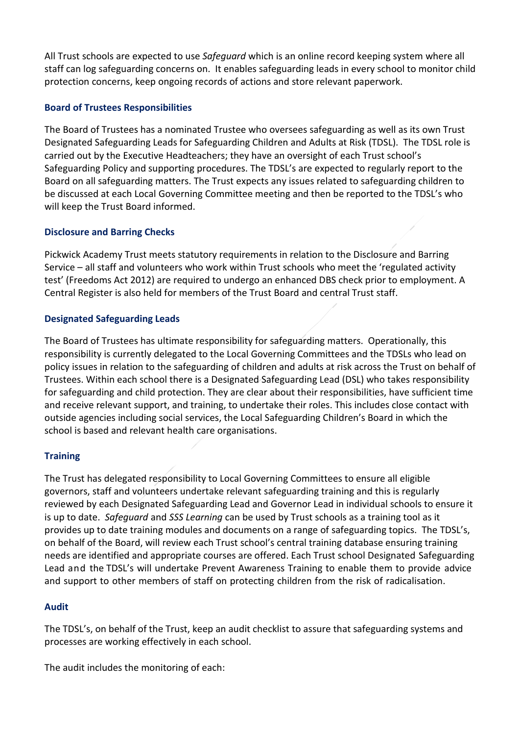All Trust schools are expected to use *Safeguard* which is an online record keeping system where all staff can log safeguarding concerns on. It enables safeguarding leads in every school to monitor child protection concerns, keep ongoing records of actions and store relevant paperwork.

### Board of Trustees Responsibilities

The Board of Trustees has a nominated Trustee who oversees safeguarding as well as its own Trust Designated Safeguarding Leads for Safeguarding Children and Adults at Risk (TDSL). The TDSL role is carried out by the Executive Headteachers; they have an oversight of each Trust school's Safeguarding Policy and supporting procedures. The TDSL's are expected to regularly report to the Board on all safeguarding matters. The Trust expects any issues related to safeguarding children to be discussed at each Local Governing Committee meeting and then be reported to the TDSL's who will keep the Trust Board informed.

### Disclosure and Barring Checks

Pickwick Academy Trust meets statutory requirements in relation to the Disclosure and Barring Service – all staff and volunteers who work within Trust schools who meet the 'regulated activity test' (Freedoms Act 2012) are required to undergo an enhanced DBS check prior to employment. A Central Register is also held for members of the Trust Board and central Trust staff.

### Designated Safeguarding Leads

The Board of Trustees has ultimate responsibility for safeguarding matters. Operationally, this responsibility is currently delegated to the Local Governing Committees and the TDSLs who lead on policy issues in relation to the safeguarding of children and adults at risk across the Trust on behalf of Trustees. Within each school there is a Designated Safeguarding Lead (DSL) who takes responsibility for safeguarding and child protection. They are clear about their responsibilities, have sufficient time and receive relevant support, and training, to undertake their roles. This includes close contact with outside agencies including social services, the Local Safeguarding Children's Board in which the school is based and relevant health care organisations.

### Training

The Trust has delegated responsibility to Local Governing Committees to ensure all eligible governors, staff and volunteers undertake relevant safeguarding training and this is regularly reviewed by each Designated Safeguarding Lead and Governor Lead in individual schools to ensure it is up to date. *Safeguard* and *SSS Learning* can be used by Trust schools as a training tool as it provides up to date training modules and documents on a range of safeguarding topics. The TDSL's, on behalf of the Board, will review each Trust school's central training database ensuring training needs are identified and appropriate courses are offered. Each Trust school Designated Safeguarding Lead and the TDSL's will undertake Prevent Awareness Training to enable them to provide advice and support to other members of staff on protecting children from the risk of radicalisation.

### Audit

The TDSL's, on behalf of the Trust, keep an audit checklist to assure that safeguarding systems and processes are working effectively in each school.

The audit includes the monitoring of each: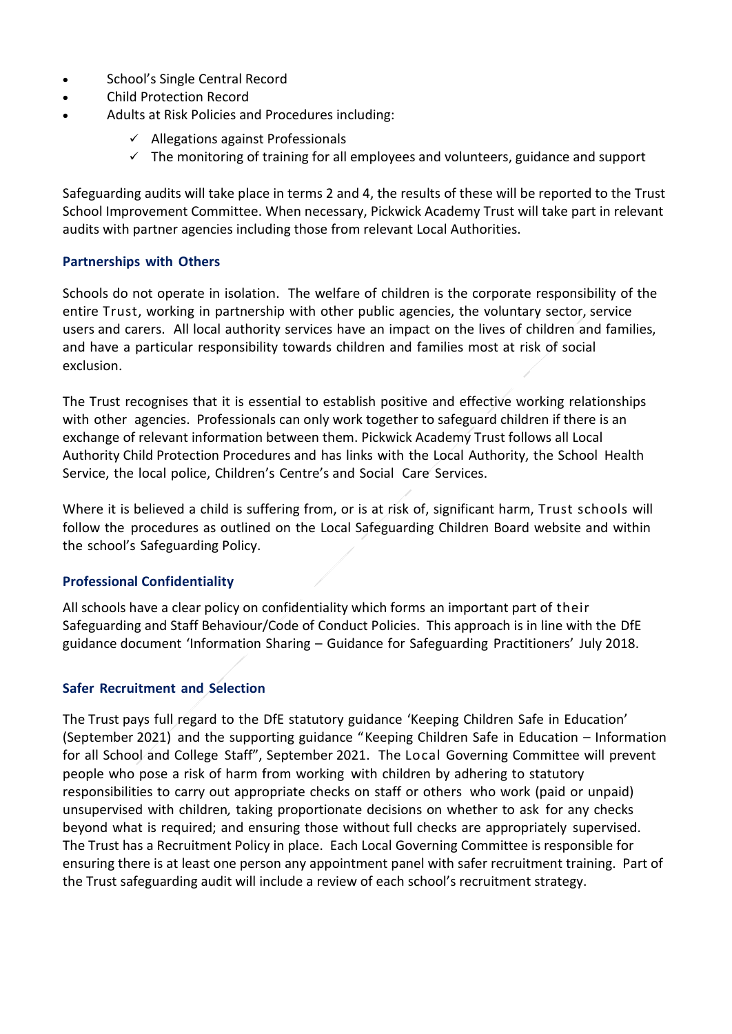- School's Single Central Record
- Child Protection Record
- Adults at Risk Policies and Procedures including:
  - ✓ Allegations against Professionals
  - ✓ The monitoring of training for all employees and volunteers, guidance and support

Safeguarding audits will take place in terms 2 and 4, the results of these will be reported to the Trust School Improvement Committee. When necessary, Pickwick Academy Trust will take part in relevant audits with partner agencies including those from relevant Local Authorities.

### Partnerships with Others

Schools do not operate in isolation. The welfare of children is the corporate responsibility of the entire Trust, working in partnership with other public agencies, the voluntary sector, service users and carers. All local authority services have an impact on the lives of children and families, and have a particular responsibility towards children and families most at risk of social exclusion.

The Trust recognises that it is essential to establish positive and effective working relationships with other agencies. Professionals can only work together to safeguard children if there is an exchange of relevant information between them. Pickwick Academy Trust follows all Local Authority Child Protection Procedures and has links with the Local Authority, the School Health Service, the local police, Children's Centre's and Social Care Services.

Where it is believed a child is suffering from, or is at risk of, significant harm, Trust schools will follow the procedures as outlined on the Local Safeguarding Children Board website and within the school's Safeguarding Policy.

### Professional Confidentiality

All schools have a clear policy on confidentiality which forms an important part of their Safeguarding and Staff Behaviour/Code of Conduct Policies. This approach is in line with the DfE guidance document 'Information Sharing – Guidance for Safeguarding Practitioners' July 2018.

### Safer Recruitment and Selection

The Trust pays full regard to the DfE statutory guidance 'Keeping Children Safe in Education' (September 2021) and the supporting guidance "Keeping Children Safe in Education – Information for all School and College Staff", September 2021. The Local Governing Committee will prevent people who pose a risk of harm from working with children by adhering to statutory responsibilities to carry out appropriate checks on staff or others who work (paid or unpaid) unsupervised with children, taking proportionate decisions on whether to ask for any checks beyond what is required; and ensuring those without full checks are appropriately supervised. The Trust has a Recruitment Policy in place. Each Local Governing Committee is responsible for ensuring there is at least one person any appointment panel with safer recruitment training. Part of the Trust safeguarding audit will include a review of each school's recruitment strategy.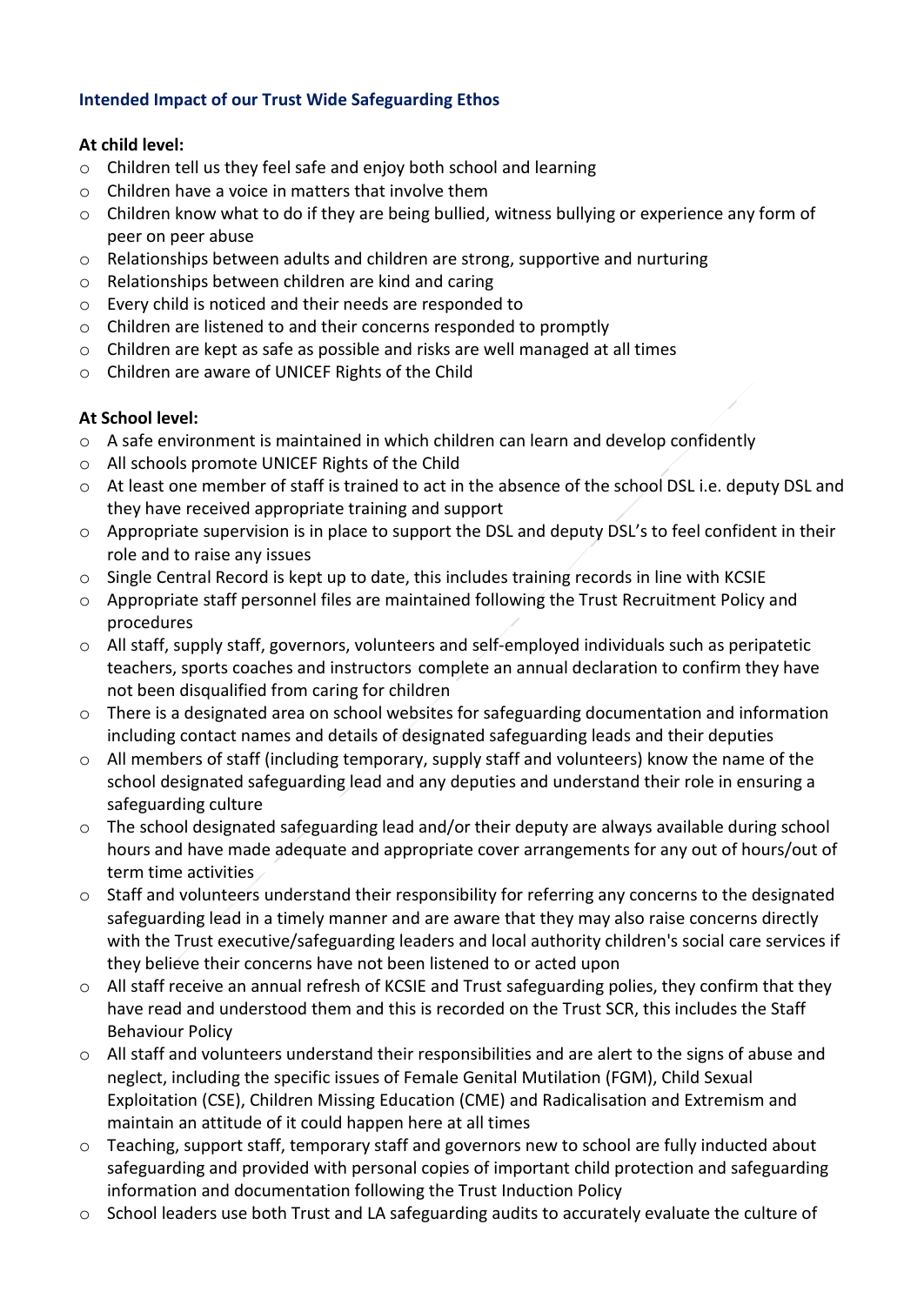### Intended Impact of our Trust Wide Safeguarding Ethos

**At child level:**

- Children tell us they feel safe and enjoy both school and learning
- Children have a voice in matters that involve them
- Children know what to do if they are being bullied, witness bullying or experience any form of peer on peer abuse
- Relationships between adults and children are strong, supportive and nurturing
- Relationships between children are kind and caring
- Every child is noticed and their needs are responded to
- Children are listened to and their concerns responded to promptly
- Children are kept as safe as possible and risks are well managed at all times
- Children are aware of UNICEF Rights of the Child

**At School level:**

- A safe environment is maintained in which children can learn and develop confidently
- All schools promote UNICEF Rights of the Child
- At least one member of staff is trained to act in the absence of the school DSL i.e. deputy DSL and they have received appropriate training and support
- Appropriate supervision is in place to support the DSL and deputy DSL's to feel confident in their role and to raise any issues
- Single Central Record is kept up to date, this includes training records in line with KCSIE
- Appropriate staff personnel files are maintained following the Trust Recruitment Policy and procedures
- All staff, supply staff, governors, volunteers and self-employed individuals such as peripatetic teachers, sports coaches and instructors complete an annual declaration to confirm they have not been disqualified from caring for children
- There is a designated area on school websites for safeguarding documentation and information including contact names and details of designated safeguarding leads and their deputies
- All members of staff (including temporary, supply staff and volunteers) know the name of the school designated safeguarding lead and any deputies and understand their role in ensuring a safeguarding culture
- The school designated safeguarding lead and/or their deputy are always available during school hours and have made adequate and appropriate cover arrangements for any out of hours/out of term time activities
- Staff and volunteers understand their responsibility for referring any concerns to the designated safeguarding lead in a timely manner and are aware that they may also raise concerns directly with the Trust executive/safeguarding leaders and local authority children's social care services if they believe their concerns have not been listened to or acted upon
- All staff receive an annual refresh of KCSIE and Trust safeguarding polies, they confirm that they have read and understood them and this is recorded on the Trust SCR, this includes the Staff Behaviour Policy
- All staff and volunteers understand their responsibilities and are alert to the signs of abuse and neglect, including the specific issues of Female Genital Mutilation (FGM), Child Sexual Exploitation (CSE), Children Missing Education (CME) and Radicalisation and Extremism and maintain an attitude of it could happen here at all times
- Teaching, support staff, temporary staff and governors new to school are fully inducted about safeguarding and provided with personal copies of important child protection and safeguarding information and documentation following the Trust Induction Policy
- School leaders use both Trust and LA safeguarding audits to accurately evaluate the culture of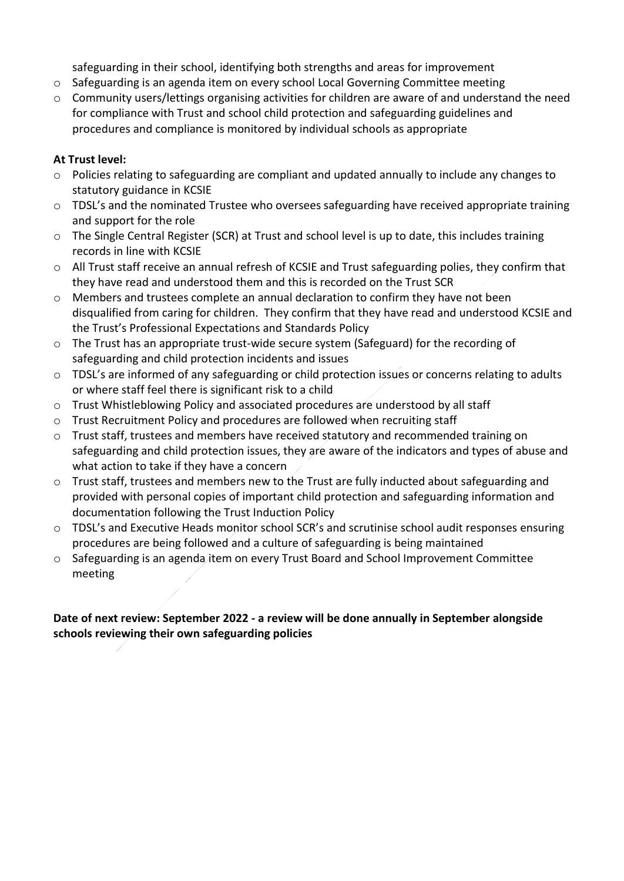safeguarding in their school, identifying both strengths and areas for improvement

- Safeguarding is an agenda item on every school Local Governing Committee meeting
- Community users/lettings organising activities for children are aware of and understand the need for compliance with Trust and school child protection and safeguarding guidelines and procedures and compliance is monitored by individual schools as appropriate

**At Trust level:**

- Policies relating to safeguarding are compliant and updated annually to include any changes to statutory guidance in KCSIE
- TDSL's and the nominated Trustee who oversees safeguarding have received appropriate training and support for the role
- The Single Central Register (SCR) at Trust and school level is up to date, this includes training records in line with KCSIE
- All Trust staff receive an annual refresh of KCSIE and Trust safeguarding polies, they confirm that they have read and understood them and this is recorded on the Trust SCR
- Members and trustees complete an annual declaration to confirm they have not been disqualified from caring for children. They confirm that they have read and understood KCSIE and the Trust's Professional Expectations and Standards Policy
- The Trust has an appropriate trust-wide secure system (Safeguard) for the recording of safeguarding and child protection incidents and issues
- TDSL's are informed of any safeguarding or child protection issues or concerns relating to adults or where staff feel there is significant risk to a child
- Trust Whistleblowing Policy and associated procedures are understood by all staff
- Trust Recruitment Policy and procedures are followed when recruiting staff
- Trust staff, trustees and members have received statutory and recommended training on safeguarding and child protection issues, they are aware of the indicators and types of abuse and what action to take if they have a concern
- Trust staff, trustees and members new to the Trust are fully inducted about safeguarding and provided with personal copies of important child protection and safeguarding information and documentation following the Trust Induction Policy
- TDSL's and Executive Heads monitor school SCR's and scrutinise school audit responses ensuring procedures are being followed and a culture of safeguarding is being maintained
- Safeguarding is an agenda item on every Trust Board and School Improvement Committee meeting

**Date of next review: September 2022 - a review will be done annually in September alongside schools reviewing their own safeguarding policies**